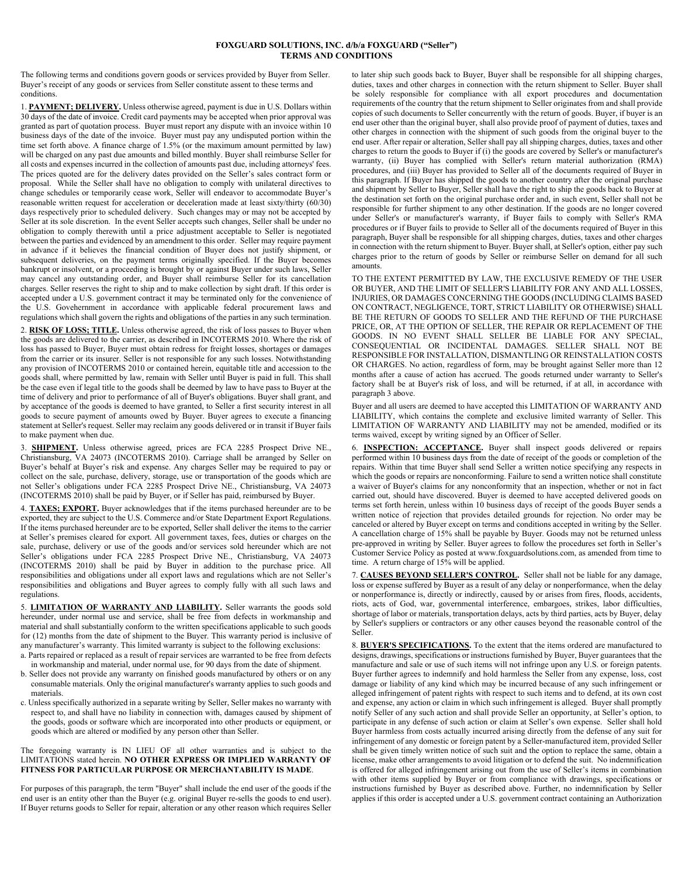**FOXGUARD SOLUTIONS, INC. d/b/a FOXGUARD ("Seller")**
**TERMS AND CONDITIONS**

The following terms and conditions govern goods or services provided by Buyer from Seller. Buyer's receipt of any goods or services from Seller constitute assent to these terms and conditions.

1. **PAYMENT; DELIVERY.** Unless otherwise agreed, payment is due in U.S. Dollars within 30 days of the date of invoice. Credit card payments may be accepted when prior approval was granted as part of quotation process. Buyer must report any dispute with an invoice within 10 business days of the date of the invoice. Buyer must pay any undisputed portion within the time set forth above. A finance charge of 1.5% (or the maximum amount permitted by law) will be charged on any past due amounts and billed monthly. Buyer shall reimburse Seller for all costs and expenses incurred in the collection of amounts past due, including attorneys' fees. The prices quoted are for the delivery dates provided on the Seller's sales contract form or proposal. While the Seller shall have no obligation to comply with unilateral directives to change schedules or temporarily cease work, Seller will endeavor to accommodate Buyer's reasonable written request for acceleration or deceleration made at least sixty/thirty (60/30) days respectively prior to scheduled delivery. Such changes may or may not be accepted by Seller at its sole discretion. In the event Seller accepts such changes, Seller shall be under no obligation to comply therewith until a price adjustment acceptable to Seller is negotiated between the parties and evidenced by an amendment to this order. Seller may require payment in advance if it believes the financial condition of Buyer does not justify shipment, or subsequent deliveries, on the payment terms originally specified. If the Buyer becomes bankrupt or insolvent, or a proceeding is brought by or against Buyer under such laws, Seller may cancel any outstanding order, and Buyer shall reimburse Seller for its cancellation charges. Seller reserves the right to ship and to make collection by sight draft. If this order is accepted under a U.S. government contract it may be terminated only for the convenience of the U.S. Govehernment in accordance with applicable federal procurement laws and regulations which shall govern the rights and obligations of the parties in any such termination.

2. **RISK OF LOSS; TITLE.** Unless otherwise agreed, the risk of loss passes to Buyer when the goods are delivered to the carrier, as described in INCOTERMS 2010. Where the risk of loss has passed to Buyer, Buyer must obtain redress for freight losses, shortages or damages from the carrier or its insurer. Seller is not responsible for any such losses. Notwithstanding any provision of INCOTERMS 2010 or contained herein, equitable title and accession to the goods shall, where permitted by law, remain with Seller until Buyer is paid in full. This shall be the case even if legal title to the goods shall be deemed by law to have pass to Buyer at the time of delivery and prior to performance of all of Buyer's obligations. Buyer shall grant, and by acceptance of the goods is deemed to have granted, to Seller a first security interest in all goods to secure payment of amounts owed by Buyer. Buyer agrees to execute a financing statement at Seller's request. Seller may reclaim any goods delivered or in transit if Buyer fails to make payment when due.

3. **SHIPMENT.** Unless otherwise agreed, prices are FCA 2285 Prospect Drive NE., Christiansburg, VA 24073 (INCOTERMS 2010). Carriage shall be arranged by Seller on Buyer's behalf at Buyer's risk and expense. Any charges Seller may be required to pay or collect on the sale, purchase, delivery, storage, use or transportation of the goods which are not Seller's obligations under FCA 2285 Prospect Drive NE., Christiansburg, VA 24073 (INCOTERMS 2010) shall be paid by Buyer, or if Seller has paid, reimbursed by Buyer.

4. **TAXES; EXPORT.** Buyer acknowledges that if the items purchased hereunder are to be exported, they are subject to the U.S. Commerce and/or State Department Export Regulations. If the items purchased hereunder are to be exported, Seller shall deliver the items to the carrier at Seller's premises cleared for export. All government taxes, fees, duties or charges on the sale, purchase, delivery or use of the goods and/or services sold hereunder which are not Seller's obligations under FCA 2285 Prospect Drive NE., Christiansburg, VA 24073 (INCOTERMS 2010) shall be paid by Buyer in addition to the purchase price. All responsibilities and obligations under all export laws and regulations which are not Seller's responsibilities and obligations and Buyer agrees to comply fully with all such laws and regulations.

5. **LIMITATION OF WARRANTY AND LIABILITY.** Seller warrants the goods sold hereunder, under normal use and service, shall be free from defects in workmanship and material and shall substantially conform to the written specifications applicable to such goods for (12) months from the date of shipment to the Buyer. This warranty period is inclusive of any manufacturer's warranty. This limited warranty is subject to the following exclusions:

a. Parts repaired or replaced as a result of repair services are warranted to be free from defects in workmanship and material, under normal use, for 90 days from the date of shipment.
b. Seller does not provide any warranty on finished goods manufactured by others or on any consumable materials. Only the original manufacturer's warranty applies to such goods and materials.
c. Unless specifically authorized in a separate writing by Seller, Seller makes no warranty with respect to, and shall have no liability in connection with, damages caused by shipment of the goods, goods or software which are incorporated into other products or equipment, or goods which are altered or modified by any person other than Seller.

The foregoing warranty is IN LIEU OF all other warranties and is subject to the LIMITATIONS stated herein. **NO OTHER EXPRESS OR IMPLIED WARRANTY OF FITNESS FOR PARTICULAR PURPOSE OR MERCHANTABILITY IS MADE**.

For purposes of this paragraph, the term "Buyer" shall include the end user of the goods if the end user is an entity other than the Buyer (e.g. original Buyer re-sells the goods to end user). If Buyer returns goods to Seller for repair, alteration or any other reason which requires Seller to later ship such goods back to Buyer, Buyer shall be responsible for all shipping charges, duties, taxes and other charges in connection with the return shipment to Seller. Buyer shall be solely responsible for compliance with all export procedures and documentation requirements of the country that the return shipment to Seller originates from and shall provide copies of such documents to Seller concurrently with the return of goods. Buyer, if buyer is an end user other than the original buyer, shall also provide proof of payment of duties, taxes and other charges in connection with the shipment of such goods from the original buyer to the end user. After repair or alteration, Seller shall pay all shipping charges, duties, taxes and other charges to return the goods to Buyer if (i) the goods are covered by Seller's or manufacturer's warranty, (ii) Buyer has complied with Seller's return material authorization (RMA) procedures, and (iii) Buyer has provided to Seller all of the documents required of Buyer in this paragraph. If Buyer has shipped the goods to another country after the original purchase and shipment by Seller to Buyer, Seller shall have the right to ship the goods back to Buyer at the destination set forth on the original purchase order and, in such event, Seller shall not be responsible for further shipment to any other destination. If the goods are no longer covered under Seller's or manufacturer's warranty, if Buyer fails to comply with Seller's RMA procedures or if Buyer fails to provide to Seller all of the documents required of Buyer in this paragraph, Buyer shall be responsible for all shipping charges, duties, taxes and other charges in connection with the return shipment to Buyer. Buyer shall, at Seller's option, either pay such charges prior to the return of goods by Seller or reimburse Seller on demand for all such amounts.

TO THE EXTENT PERMITTED BY LAW, THE EXCLUSIVE REMEDY OF THE USER OR BUYER, AND THE LIMIT OF SELLER'S LIABILITY FOR ANY AND ALL LOSSES, INJURIES, OR DAMAGES CONCERNING THE GOODS (INCLUDING CLAIMS BASED ON CONTRACT, NEGLIGENCE, TORT, STRICT LIABILITY OR OTHERWISE) SHALL BE THE RETURN OF GOODS TO SELLER AND THE REFUND OF THE PURCHASE PRICE, OR, AT THE OPTION OF SELLER, THE REPAIR OR REPLACEMENT OF THE GOODS. IN NO EVENT SHALL SELLER BE LIABLE FOR ANY SPECIAL, CONSEQUENTIAL OR INCIDENTAL DAMAGES. SELLER SHALL NOT BE RESPONSIBLE FOR INSTALLATION, DISMANTLING OR REINSTALLATION COSTS OR CHARGES. No action, regardless of form, may be brought against Seller more than 12 months after a cause of action has accrued. The goods returned under warranty to Seller's factory shall be at Buyer's risk of loss, and will be returned, if at all, in accordance with paragraph 3 above.

Buyer and all users are deemed to have accepted this LIMITATION OF WARRANTY AND LIABILITY, which contains the complete and exclusive limited warranty of Seller. This LIMITATION OF WARRANTY AND LIABILITY may not be amended, modified or its terms waived, except by writing signed by an Officer of Seller.

6. **INSPECTION: ACCEPTANCE.** Buyer shall inspect goods delivered or repairs performed within 10 business days from the date of receipt of the goods or completion of the repairs. Within that time Buyer shall send Seller a written notice specifying any respects in which the goods or repairs are nonconforming. Failure to send a written notice shall constitute a waiver of Buyer's claims for any nonconformity that an inspection, whether or not in fact carried out, should have discovered. Buyer is deemed to have accepted delivered goods on terms set forth herein, unless within 10 business days of receipt of the goods Buyer sends a written notice of rejection that provides detailed grounds for rejection. No order may be canceled or altered by Buyer except on terms and conditions accepted in writing by the Seller. A cancellation charge of 15% shall be payable by Buyer. Goods may not be returned unless pre-approved in writing by Seller. Buyer agrees to follow the procedures set forth in Seller's Customer Service Policy as posted at www.foxguardsolutions.com, as amended from time to time. A return charge of 15% will be applied.

7. **CAUSES BEYOND SELLER'S CONTROL.** Seller shall not be liable for any damage, loss or expense suffered by Buyer as a result of any delay or nonperformance, when the delay or nonperformance is, directly or indirectly, caused by or arises from fires, floods, accidents, riots, acts of God, war, governmental interference, embargoes, strikes, labor difficulties, shortage of labor or materials, transportation delays, acts by third parties, acts by Buyer, delay by Seller's suppliers or contractors or any other causes beyond the reasonable control of the Seller.

8. **BUYER'S SPECIFICATIONS.** To the extent that the items ordered are manufactured to designs, drawings, specifications or instructions furnished by Buyer, Buyer guarantees that the manufacture and sale or use of such items will not infringe upon any U.S. or foreign patents. Buyer further agrees to indemnify and hold harmless the Seller from any expense, loss, cost damage or liability of any kind which may be incurred because of any such infringement or alleged infringement of patent rights with respect to such items and to defend, at its own cost and expense, any action or claim in which such infringement is alleged. Buyer shall promptly notify Seller of any such action and shall provide Seller an opportunity, at Seller's option, to participate in any defense of such action or claim at Seller's own expense. Seller shall hold Buyer harmless from costs actually incurred arising directly from the defense of any suit for infringement of any domestic or foreign patent by a Seller-manufactured item, provided Seller shall be given timely written notice of such suit and the option to replace the same, obtain a license, make other arrangements to avoid litigation or to defend the suit. No indemnification is offered for alleged infringement arising out from the use of Seller's items in combination with other items supplied by Buyer or from compliance with drawings, specifications or instructions furnished by Buyer as described above. Further, no indemnification by Seller applies if this order is accepted under a U.S. government contract containing an Authorization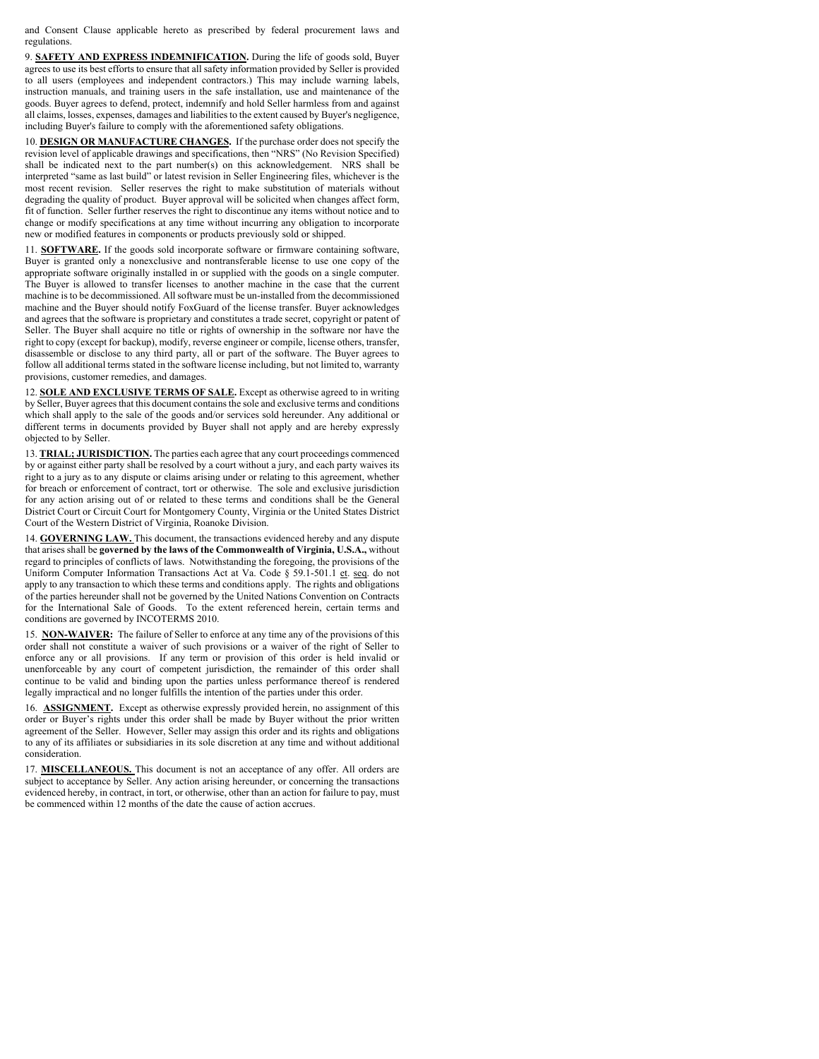and Consent Clause applicable hereto as prescribed by federal procurement laws and regulations.

9. **SAFETY AND EXPRESS INDEMNIFICATION.** During the life of goods sold, Buyer agrees to use its best efforts to ensure that all safety information provided by Seller is provided to all users (employees and independent contractors.) This may include warning labels, instruction manuals, and training users in the safe installation, use and maintenance of the goods. Buyer agrees to defend, protect, indemnify and hold Seller harmless from and against all claims, losses, expenses, damages and liabilities to the extent caused by Buyer's negligence, including Buyer's failure to comply with the aforementioned safety obligations.

10. **DESIGN OR MANUFACTURE CHANGES.** If the purchase order does not specify the revision level of applicable drawings and specifications, then "NRS" (No Revision Specified) shall be indicated next to the part number(s) on this acknowledgement. NRS shall be interpreted "same as last build" or latest revision in Seller Engineering files, whichever is the most recent revision. Seller reserves the right to make substitution of materials without degrading the quality of product. Buyer approval will be solicited when changes affect form, fit of function. Seller further reserves the right to discontinue any items without notice and to change or modify specifications at any time without incurring any obligation to incorporate new or modified features in components or products previously sold or shipped.

11. **SOFTWARE.** If the goods sold incorporate software or firmware containing software, Buyer is granted only a nonexclusive and nontransferable license to use one copy of the appropriate software originally installed in or supplied with the goods on a single computer. The Buyer is allowed to transfer licenses to another machine in the case that the current machine is to be decommissioned. All software must be un-installed from the decommissioned machine and the Buyer should notify FoxGuard of the license transfer. Buyer acknowledges and agrees that the software is proprietary and constitutes a trade secret, copyright or patent of Seller. The Buyer shall acquire no title or rights of ownership in the software nor have the right to copy (except for backup), modify, reverse engineer or compile, license others, transfer, disassemble or disclose to any third party, all or part of the software. The Buyer agrees to follow all additional terms stated in the software license including, but not limited to, warranty provisions, customer remedies, and damages.

12. **SOLE AND EXCLUSIVE TERMS OF SALE.** Except as otherwise agreed to in writing by Seller, Buyer agrees that this document contains the sole and exclusive terms and conditions which shall apply to the sale of the goods and/or services sold hereunder. Any additional or different terms in documents provided by Buyer shall not apply and are hereby expressly objected to by Seller.

13. **TRIAL; JURISDICTION.** The parties each agree that any court proceedings commenced by or against either party shall be resolved by a court without a jury, and each party waives its right to a jury as to any dispute or claims arising under or relating to this agreement, whether for breach or enforcement of contract, tort or otherwise. The sole and exclusive jurisdiction for any action arising out of or related to these terms and conditions shall be the General District Court or Circuit Court for Montgomery County, Virginia or the United States District Court of the Western District of Virginia, Roanoke Division.

14. **GOVERNING LAW.** This document, the transactions evidenced hereby and any dispute that arises shall be **governed by the laws of the Commonwealth of Virginia, U.S.A.,** without regard to principles of conflicts of laws. Notwithstanding the foregoing, the provisions of the Uniform Computer Information Transactions Act at Va. Code § 59.1-501.1 et. seq. do not apply to any transaction to which these terms and conditions apply. The rights and obligations of the parties hereunder shall not be governed by the United Nations Convention on Contracts for the International Sale of Goods. To the extent referenced herein, certain terms and conditions are governed by INCOTERMS 2010.

15. **NON-WAIVER:** The failure of Seller to enforce at any time any of the provisions of this order shall not constitute a waiver of such provisions or a waiver of the right of Seller to enforce any or all provisions. If any term or provision of this order is held invalid or unenforceable by any court of competent jurisdiction, the remainder of this order shall continue to be valid and binding upon the parties unless performance thereof is rendered legally impractical and no longer fulfills the intention of the parties under this order.

16. **ASSIGNMENT.** Except as otherwise expressly provided herein, no assignment of this order or Buyer's rights under this order shall be made by Buyer without the prior written agreement of the Seller. However, Seller may assign this order and its rights and obligations to any of its affiliates or subsidiaries in its sole discretion at any time and without additional consideration.

17. **MISCELLANEOUS.** This document is not an acceptance of any offer. All orders are subject to acceptance by Seller. Any action arising hereunder, or concerning the transactions evidenced hereby, in contract, in tort, or otherwise, other than an action for failure to pay, must be commenced within 12 months of the date the cause of action accrues.